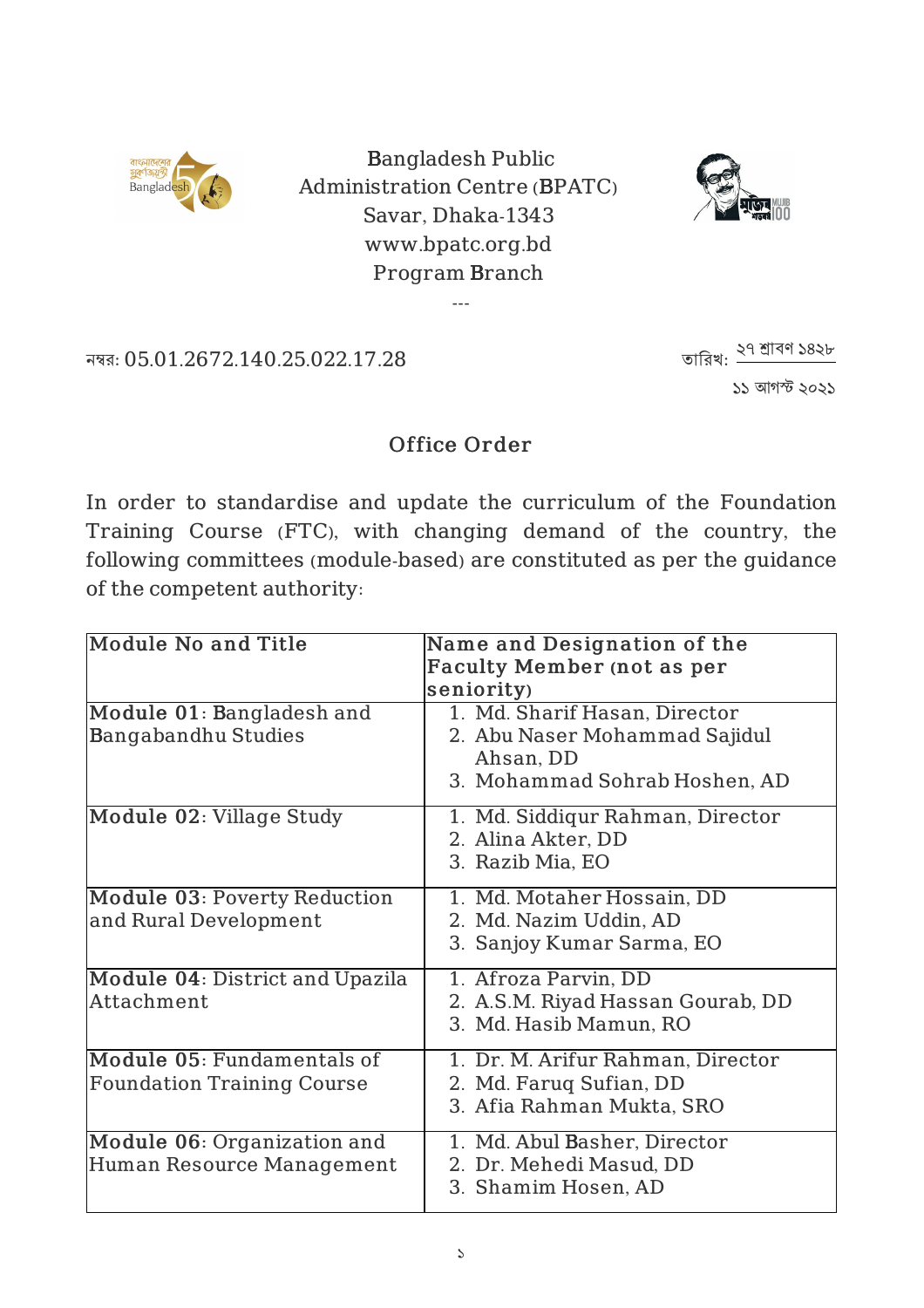Bangladesh Public Administration Centre (BPATC)
Savar, Dhaka-1343
www.bpatc.org.bd
Program Branch

---

নম্বর: 05.01.2672.140.25.022.17.28

তারিখ: ২৭ শ্রাবণ ১৪২৮
১১ আগস্ট ২০২১

## Office Order

In order to standardise and update the curriculum of the Foundation Training Course (FTC), with changing demand of the country, the following committees (module-based) are constituted as per the guidance of the competent authority:

| Module No and Title | Name and Designation of the Faculty Member (not as per seniority) |
|---|---|
| **Module 01**: Bangladesh and Bangabandhu Studies | 1. Md. Sharif Hasan, Director<br>2. Abu Naser Mohammad Sajidul Ahsan, DD<br>3. Mohammad Sohrab Hoshen, AD |
| **Module 02**: Village Study | 1. Md. Siddiqur Rahman, Director<br>2. Alina Akter, DD<br>3. Razib Mia, EO |
| **Module 03**: Poverty Reduction and Rural Development | 1. Md. Motaher Hossain, DD<br>2. Md. Nazim Uddin, AD<br>3. Sanjoy Kumar Sarma, EO |
| **Module 04**: District and Upazila Attachment | 1. Afroza Parvin, DD<br>2. A.S.M. Riyad Hassan Gourab, DD<br>3. Md. Hasib Mamun, RO |
| **Module 05**: Fundamentals of Foundation Training Course | 1. Dr. M. Arifur Rahman, Director<br>2. Md. Faruq Sufian, DD<br>3. Afia Rahman Mukta, SRO |
| **Module 06**: Organization and Human Resource Management | 1. Md. Abul Basher, Director<br>2. Dr. Mehedi Masud, DD<br>3. Shamim Hosen, AD |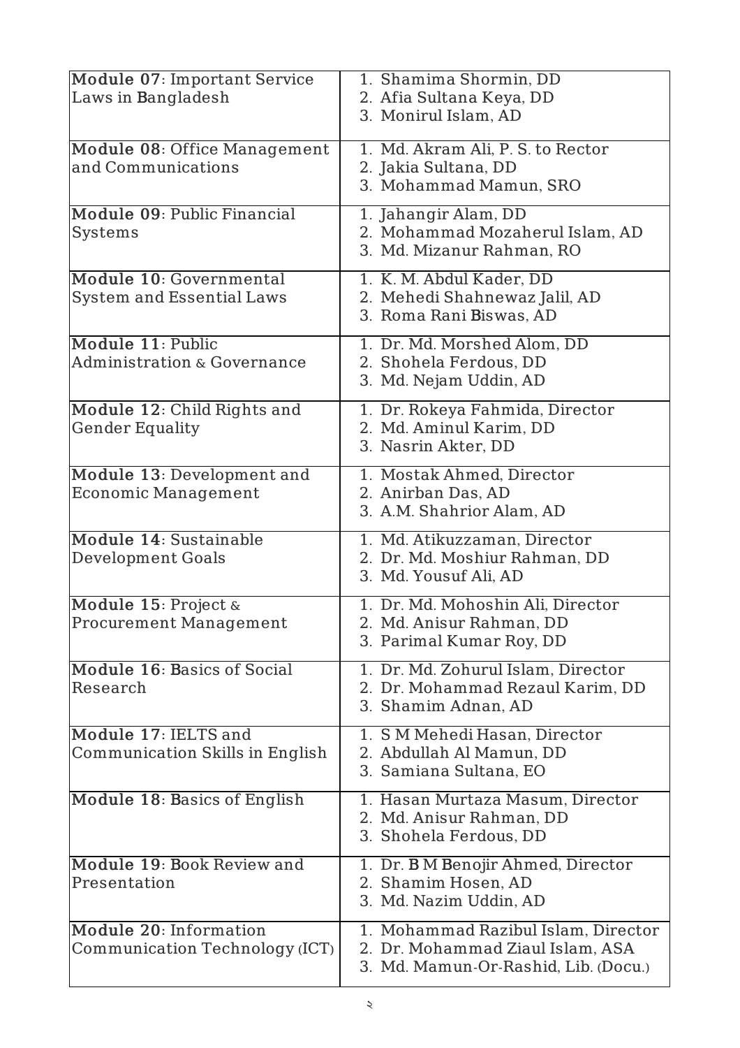| Module | Members |
|---|---|
| **Module 07**: Important Service Laws in Bangladesh | 1. Shamima Shormin, DD<br>2. Afia Sultana Keya, DD<br>3. Monirul Islam, AD |
| **Module 08**: Office Management and Communications | 1. Md. Akram Ali, P. S. to Rector<br>2. Jakia Sultana, DD<br>3. Mohammad Mamun, SRO |
| **Module 09**: Public Financial Systems | 1. Jahangir Alam, DD<br>2. Mohammad Mozaherul Islam, AD<br>3. Md. Mizanur Rahman, RO |
| **Module 10**: Governmental System and Essential Laws | 1. K. M. Abdul Kader, DD<br>2. Mehedi Shahnewaz Jalil, AD<br>3. Roma Rani Biswas, AD |
| **Module 11**: Public Administration & Governance | 1. Dr. Md. Morshed Alom, DD<br>2. Shohela Ferdous, DD<br>3. Md. Nejam Uddin, AD |
| **Module 12**: Child Rights and Gender Equality | 1. Dr. Rokeya Fahmida, Director<br>2. Md. Aminul Karim, DD<br>3. Nasrin Akter, DD |
| **Module 13**: Development and Economic Management | 1. Mostak Ahmed, Director<br>2. Anirban Das, AD<br>3. A.M. Shahrior Alam, AD |
| **Module 14**: Sustainable Development Goals | 1. Md. Atikuzzaman, Director<br>2. Dr. Md. Moshiur Rahman, DD<br>3. Md. Yousuf Ali, AD |
| **Module 15**: Project & Procurement Management | 1. Dr. Md. Mohoshin Ali, Director<br>2. Md. Anisur Rahman, DD<br>3. Parimal Kumar Roy, DD |
| **Module 16**: Basics of Social Research | 1. Dr. Md. Zohurul Islam, Director<br>2. Dr. Mohammad Rezaul Karim, DD<br>3. Shamim Adnan, AD |
| **Module 17**: IELTS and Communication Skills in English | 1. S M Mehedi Hasan, Director<br>2. Abdullah Al Mamun, DD<br>3. Samiana Sultana, EO |
| **Module 18**: Basics of English | 1. Hasan Murtaza Masum, Director<br>2. Md. Anisur Rahman, DD<br>3. Shohela Ferdous, DD |
| **Module 19**: Book Review and Presentation | 1. Dr. B M Benojir Ahmed, Director<br>2. Shamim Hosen, AD<br>3. Md. Nazim Uddin, AD |
| **Module 20**: Information Communication Technology (ICT) | 1. Mohammad Razibul Islam, Director<br>2. Dr. Mohammad Ziaul Islam, ASA<br>3. Md. Mamun-Or-Rashid, Lib. (Docu.) |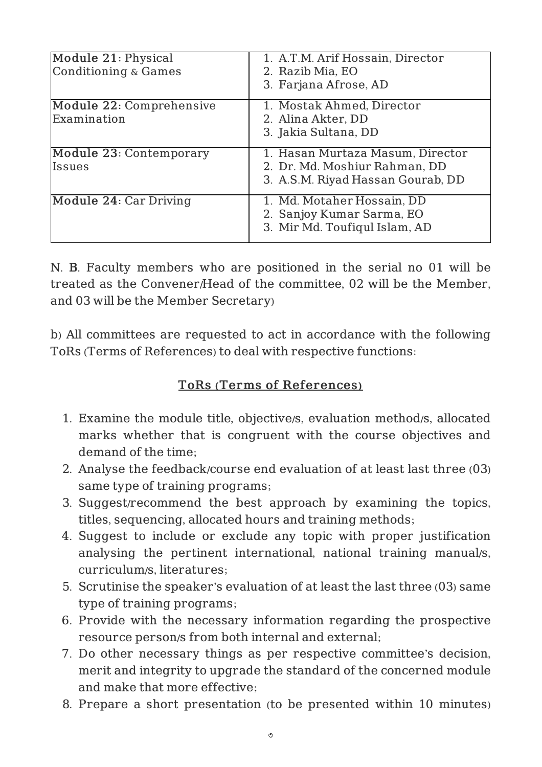| | |
|---|---|
| **Module 21**: Physical Conditioning & Games | 1. A.T.M. Arif Hossain, Director<br>2. Razib Mia, EO<br>3. Farjana Afrose, AD |
| **Module 22**: Comprehensive Examination | 1. Mostak Ahmed, Director<br>2. Alina Akter, DD<br>3. Jakia Sultana, DD |
| **Module 23**: Contemporary Issues | 1. Hasan Murtaza Masum, Director<br>2. Dr. Md. Moshiur Rahman, DD<br>3. A.S.M. Riyad Hassan Gourab, DD |
| **Module 24**: Car Driving | 1. Md. Motaher Hossain, DD<br>2. Sanjoy Kumar Sarma, EO<br>3. Mir Md. Toufiqul Islam, AD |

N. **B**. Faculty members who are positioned in the serial no 01 will be treated as the Convener/Head of the committee, 02 will be the Member, and 03 will be the Member Secretary)

b) All committees are requested to act in accordance with the following ToRs (Terms of References) to deal with respective functions:

## ToRs (Terms of References)

1. Examine the module title, objective/s, evaluation method/s, allocated marks whether that is congruent with the course objectives and demand of the time;
2. Analyse the feedback/course end evaluation of at least last three (03) same type of training programs;
3. Suggest/recommend the best approach by examining the topics, titles, sequencing, allocated hours and training methods;
4. Suggest to include or exclude any topic with proper justification analysing the pertinent international, national training manual/s, curriculum/s, literatures;
5. Scrutinise the speaker's evaluation of at least the last three (03) same type of training programs;
6. Provide with the necessary information regarding the prospective resource person/s from both internal and external;
7. Do other necessary things as per respective committee's decision, merit and integrity to upgrade the standard of the concerned module and make that more effective;
8. Prepare a short presentation (to be presented within 10 minutes)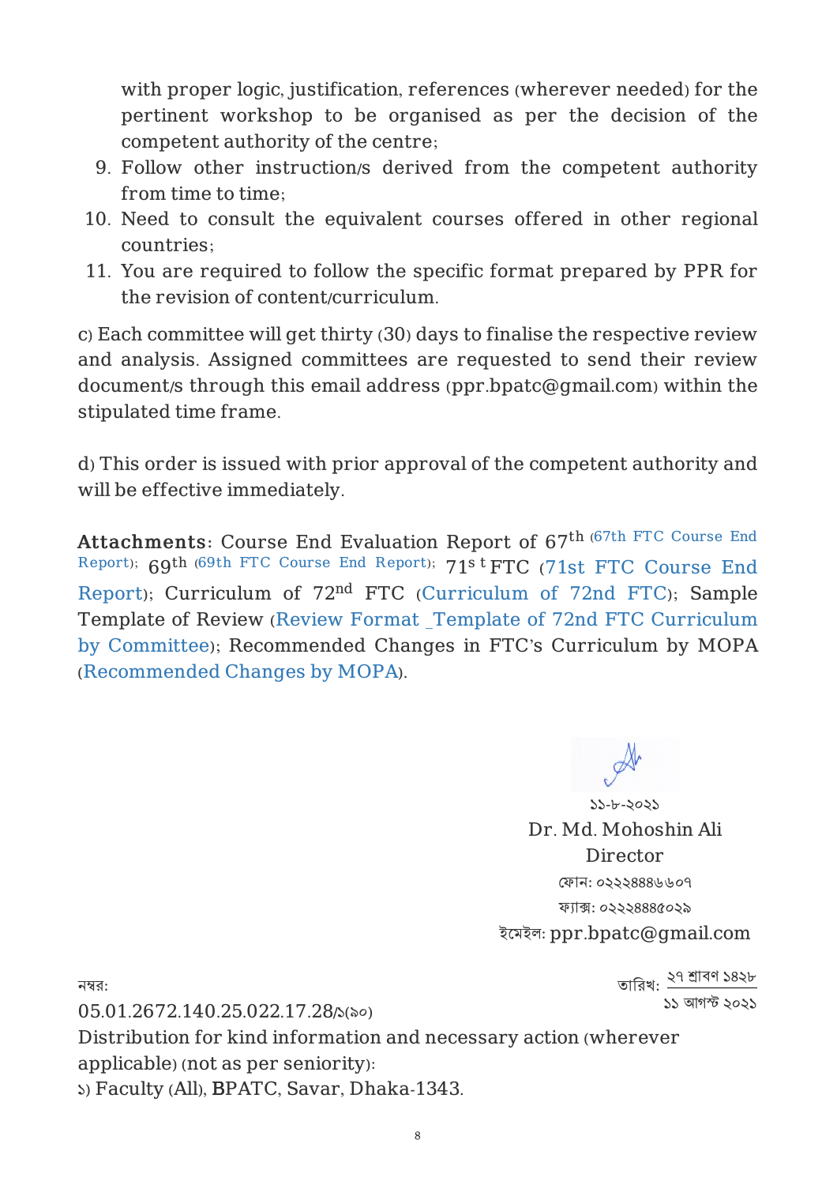with proper logic, justification, references (wherever needed) for the pertinent workshop to be organised as per the decision of the competent authority of the centre;

9. Follow other instruction/s derived from the competent authority from time to time;
10. Need to consult the equivalent courses offered in other regional countries;
11. You are required to follow the specific format prepared by PPR for the revision of content/curriculum.

c) Each committee will get thirty (30) days to finalise the respective review and analysis. Assigned committees are requested to send their review document/s through this email address (ppr.bpatc@gmail.com) within the stipulated time frame.

d) This order is issued with prior approval of the competent authority and will be effective immediately.

**Attachments**: Course End Evaluation Report of 67th (67th FTC Course End Report); 69th (69th FTC Course End Report); 71st FTC (71st FTC Course End Report); Curriculum of 72nd FTC (Curriculum of 72nd FTC); Sample Template of Review (Review Format _Template of 72nd FTC Curriculum by Committee); Recommended Changes in FTC's Curriculum by MOPA (Recommended Changes by MOPA).

১১-৮-২০২১

Dr. Md. Mohoshin Ali
Director
ফোন: ০২২২৪৪৮৬৬০৭
ফ্যাক্স: ০২২২৪৪৮৫০২৯
ইমেইল: ppr.bpatc@gmail.com

নম্বর: 05.01.2672.140.25.022.17.28/১(৯০)

তারিখ: ২৭ শ্রাবণ ১৪২৮
১১ আগস্ট ২০২১

Distribution for kind information and necessary action (wherever applicable) (not as per seniority):

১) Faculty (All), BPATC, Savar, Dhaka-1343.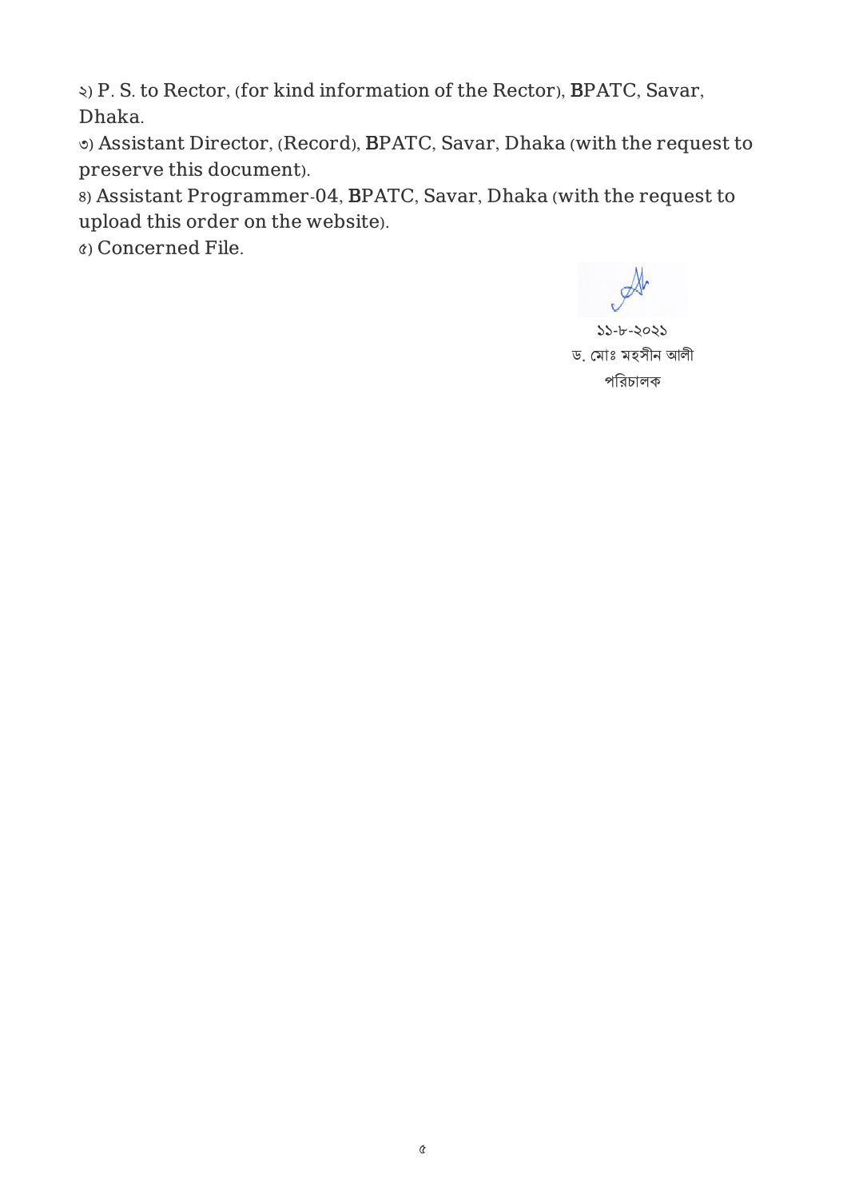২) P. S. to Rector, (for kind information of the Rector), BPATC, Savar, Dhaka.

৩) Assistant Director, (Record), BPATC, Savar, Dhaka (with the request to preserve this document).

৪) Assistant Programmer-04, BPATC, Savar, Dhaka (with the request to upload this order on the website).

৫) Concerned File.

১১-৮-২০২১

ড. মোঃ মহসীন আলী

পরিচালক